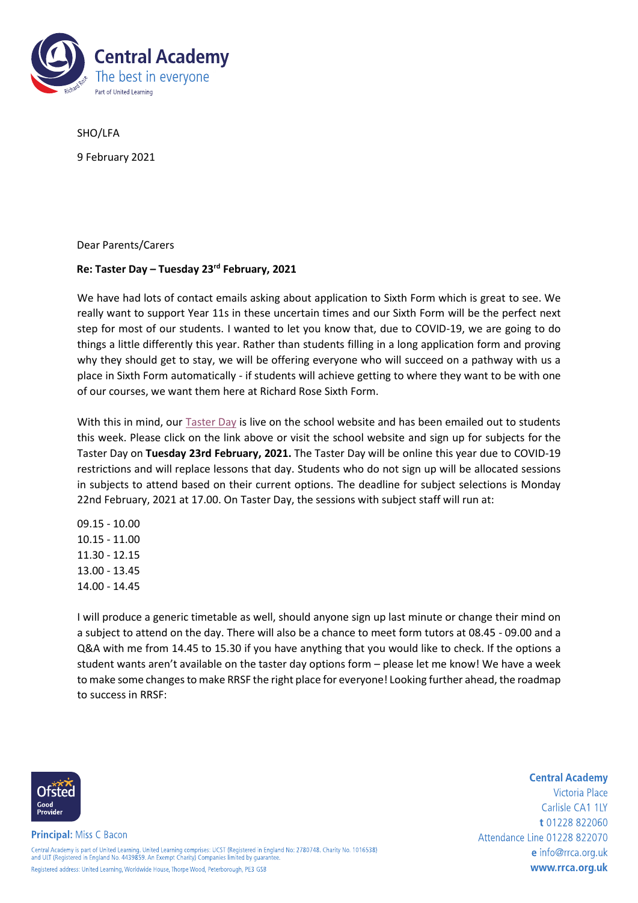**Central Academy**
The best in everyone
Part of United Learning

SHO/LFA

9 February 2021

Dear Parents/Carers

**Re: Taster Day – Tuesday 23rd February, 2021**

We have had lots of contact emails asking about application to Sixth Form which is great to see. We really want to support Year 11s in these uncertain times and our Sixth Form will be the perfect next step for most of our students. I wanted to let you know that, due to COVID-19, we are going to do things a little differently this year. Rather than students filling in a long application form and proving why they should get to stay, we will be offering everyone who will succeed on a pathway with us a place in Sixth Form automatically - if students will achieve getting to where they want to be with one of our courses, we want them here at Richard Rose Sixth Form.

With this in mind, our Taster Day is live on the school website and has been emailed out to students this week. Please click on the link above or visit the school website and sign up for subjects for the Taster Day on **Tuesday 23rd February, 2021.** The Taster Day will be online this year due to COVID-19 restrictions and will replace lessons that day. Students who do not sign up will be allocated sessions in subjects to attend based on their current options. The deadline for subject selections is Monday 22nd February, 2021 at 17.00. On Taster Day, the sessions with subject staff will run at:

09.15 - 10.00
10.15 - 11.00
11.30 - 12.15
13.00 - 13.45
14.00 - 14.45

I will produce a generic timetable as well, should anyone sign up last minute or change their mind on a subject to attend on the day. There will also be a chance to meet form tutors at 08.45 - 09.00 and a Q&A with me from 14.45 to 15.30 if you have anything that you would like to check. If the options a student wants aren't available on the taster day options form – please let me know! We have a week to make some changes to make RRSF the right place for everyone! Looking further ahead, the roadmap to success in RRSF:

Ofsted Good Provider

**Principal:** Miss C Bacon

Central Academy is part of United Learning. United Learning comprises: UCST (Registered in England No: 2780748. Charity No. 1016538) and ULT (Registered in England No. 4439859. An Exempt Charity) Companies limited by guarantee.
Registered address: United Learning, Worldwide House, Thorpe Wood, Peterborough, PE3 6SB

**Central Academy**
Victoria Place
Carlisle CA1 1LY
**t** 01228 822060
Attendance Line 01228 822070
**e** info@rrca.org.uk
**www.rrca.org.uk**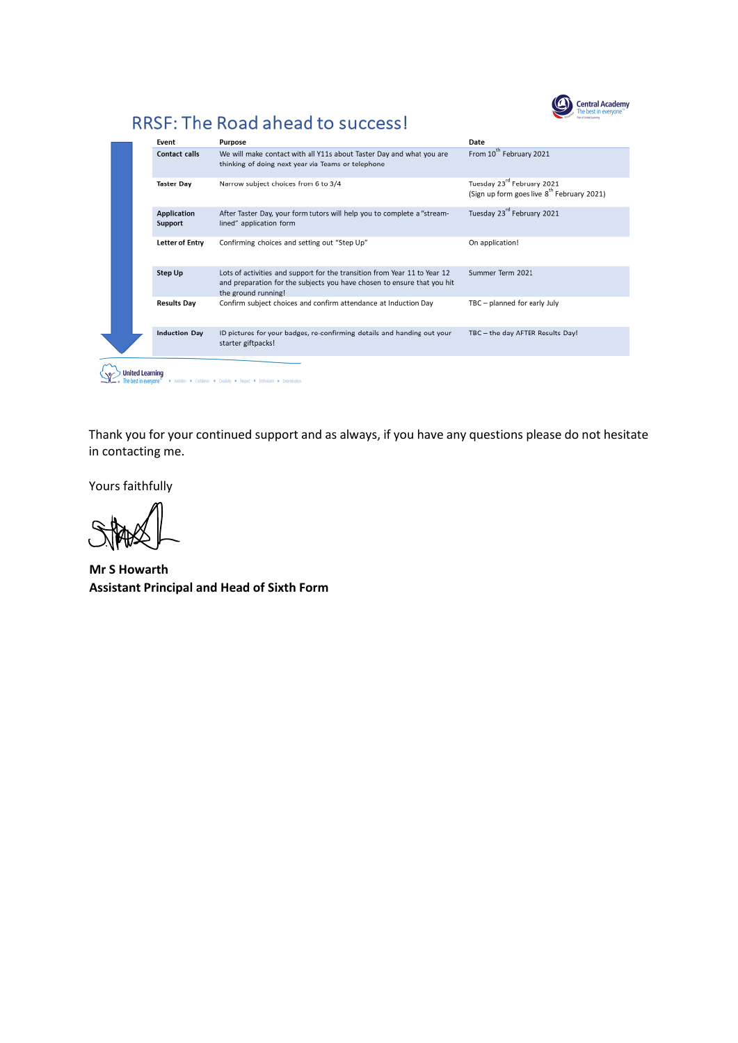# RRSF: The Road ahead to success!

| Event | Purpose | Date |
|---|---|---|
| **Contact calls** | We will make contact with all Y11s about Taster Day and what you are thinking of doing next year via Teams or telephone | From 10th February 2021 |
| **Taster Day** | Narrow subject choices from 6 to 3/4 | Tuesday 23rd February 2021 (Sign up form goes live 8th February 2021) |
| **Application Support** | After Taster Day, your form tutors will help you to complete a "stream-lined" application form | Tuesday 23rd February 2021 |
| **Letter of Entry** | Confirming choices and setting out "Step Up" | On application! |
| **Step Up** | Lots of activities and support for the transition from Year 11 to Year 12 and preparation for the subjects you have chosen to ensure that you hit the ground running! | Summer Term 2021 |
| **Results Day** | Confirm subject choices and confirm attendance at Induction Day | TBC – planned for early July |
| **Induction Day** | ID pictures for your badges, re-confirming details and handing out your starter giftpacks! | TBC – the day AFTER Results Day! |

Thank you for your continued support and as always, if you have any questions please do not hesitate in contacting me.

Yours faithfully

**Mr S Howarth**
**Assistant Principal and Head of Sixth Form**